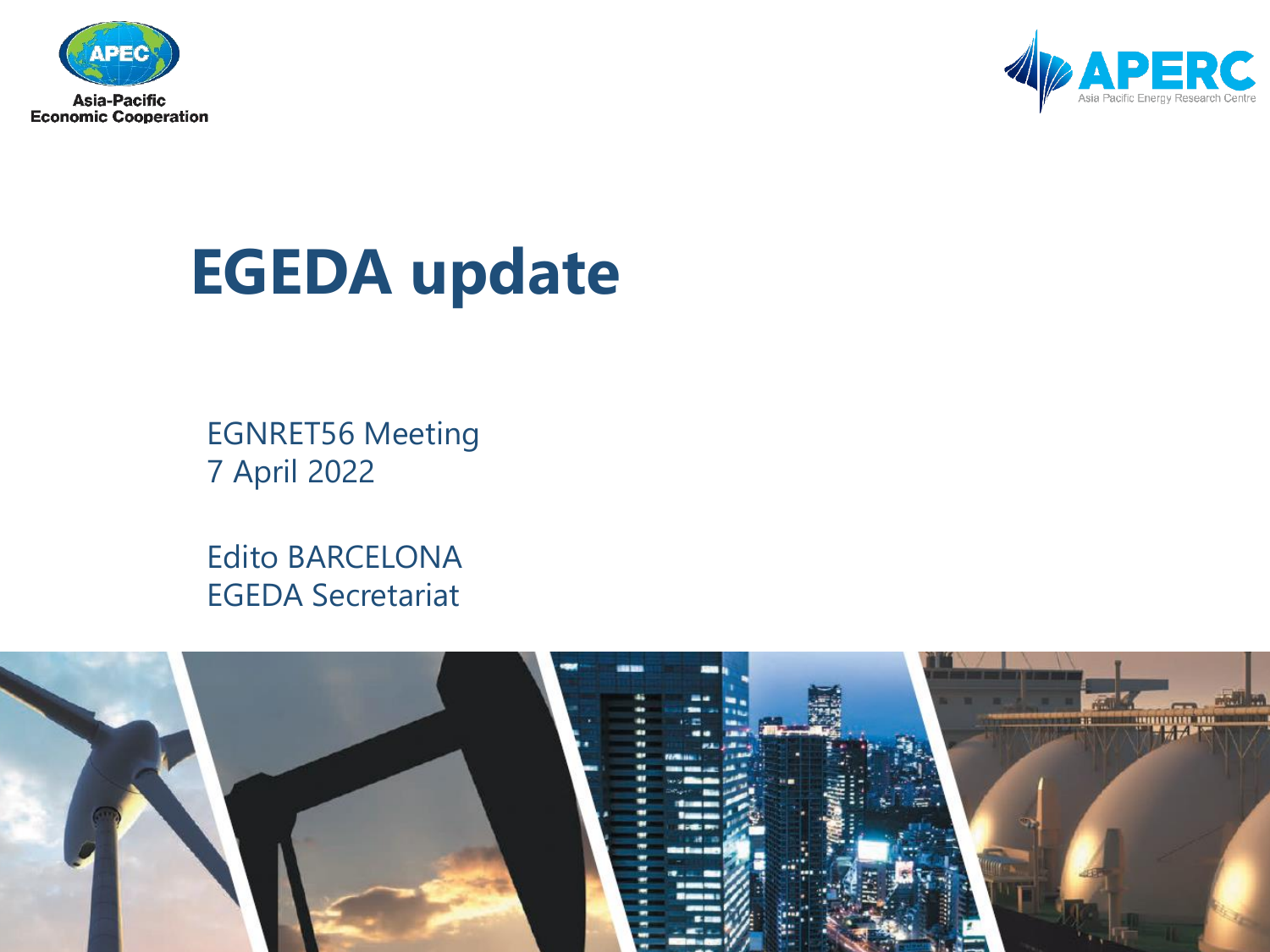Asia-Pacific Economic Cooperation

APERC Asia Pacific Energy Research Centre

# EGEDA update

EGNRET56 Meeting
7 April 2022

Edito BARCELONA
EGEDA Secretariat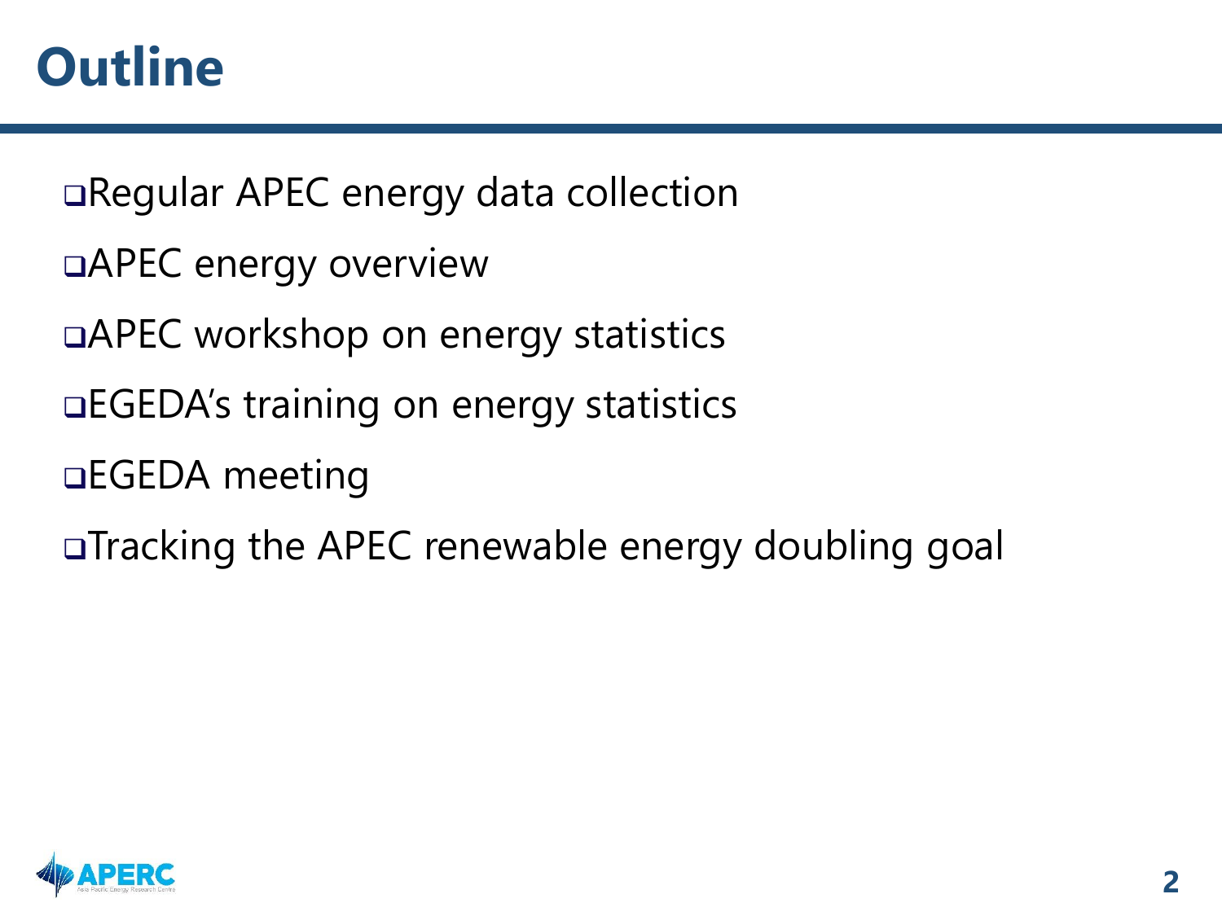# Outline

- Regular APEC energy data collection
- APEC energy overview
- APEC workshop on energy statistics
- EGEDA's training on energy statistics
- EGEDA meeting
- Tracking the APEC renewable energy doubling goal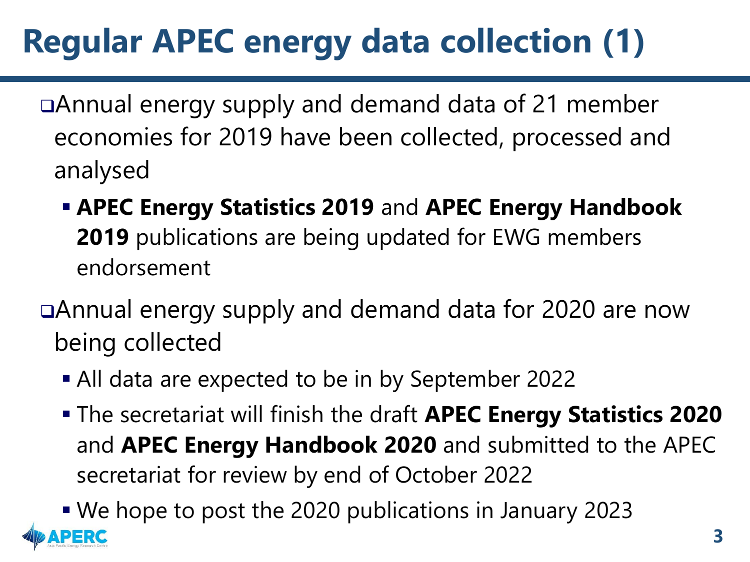# Regular APEC energy data collection (1)

- Annual energy supply and demand data of 21 member economies for 2019 have been collected, processed and analysed
  - **APEC Energy Statistics 2019** and **APEC Energy Handbook 2019** publications are being updated for EWG members endorsement
- Annual energy supply and demand data for 2020 are now being collected
  - All data are expected to be in by September 2022
  - The secretariat will finish the draft **APEC Energy Statistics 2020** and **APEC Energy Handbook 2020** and submitted to the APEC secretariat for review by end of October 2022
  - We hope to post the 2020 publications in January 2023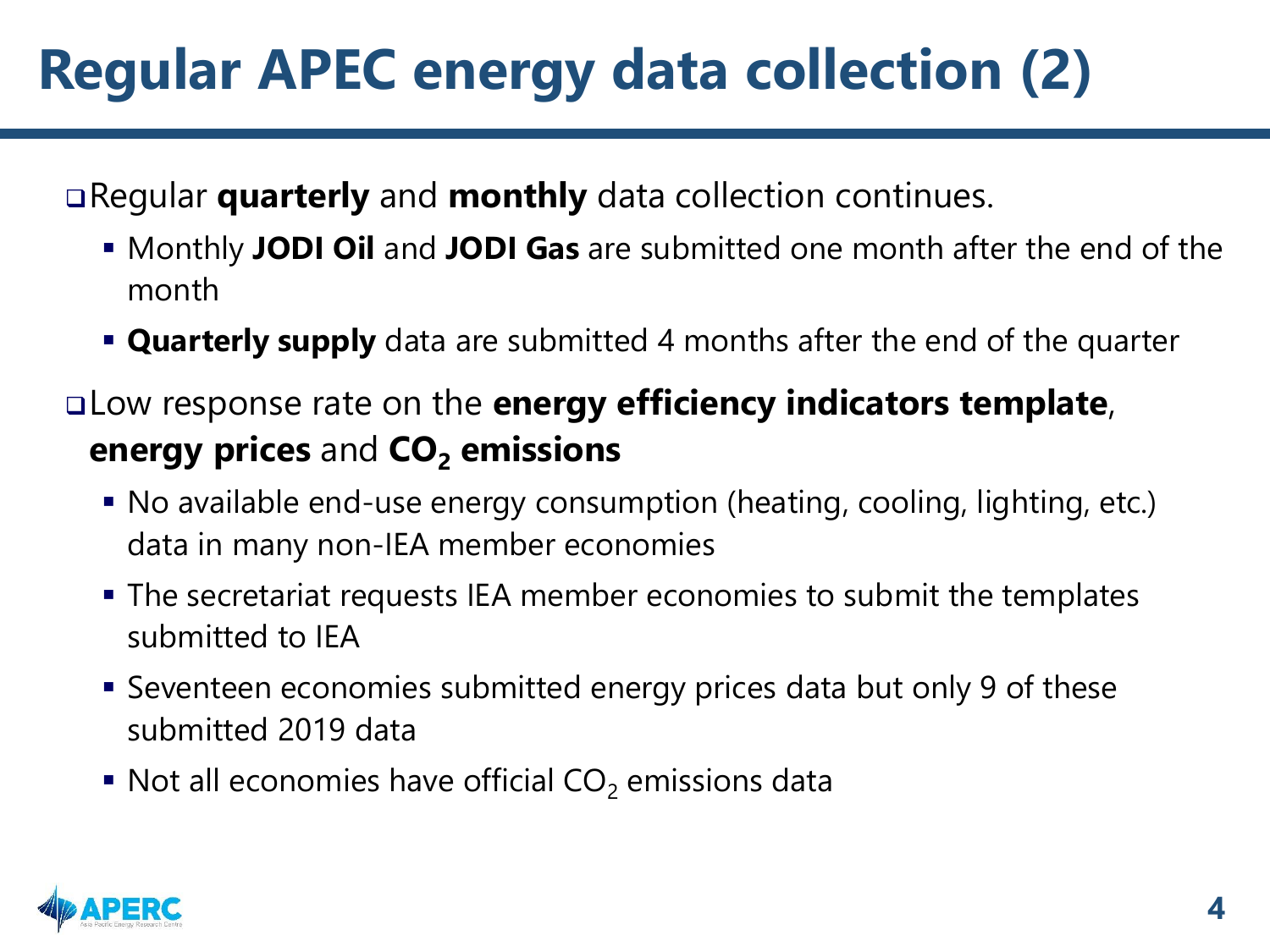# Regular APEC energy data collection (2)

- Regular **quarterly** and **monthly** data collection continues.
  - Monthly **JODI Oil** and **JODI Gas** are submitted one month after the end of the month
  - **Quarterly supply** data are submitted 4 months after the end of the quarter
- Low response rate on the **energy efficiency indicators template**, **energy prices** and **$CO_2$ emissions**
  - No available end-use energy consumption (heating, cooling, lighting, etc.) data in many non-IEA member economies
  - The secretariat requests IEA member economies to submit the templates submitted to IEA
  - Seventeen economies submitted energy prices data but only 9 of these submitted 2019 data
  - Not all economies have official $CO_2$ emissions data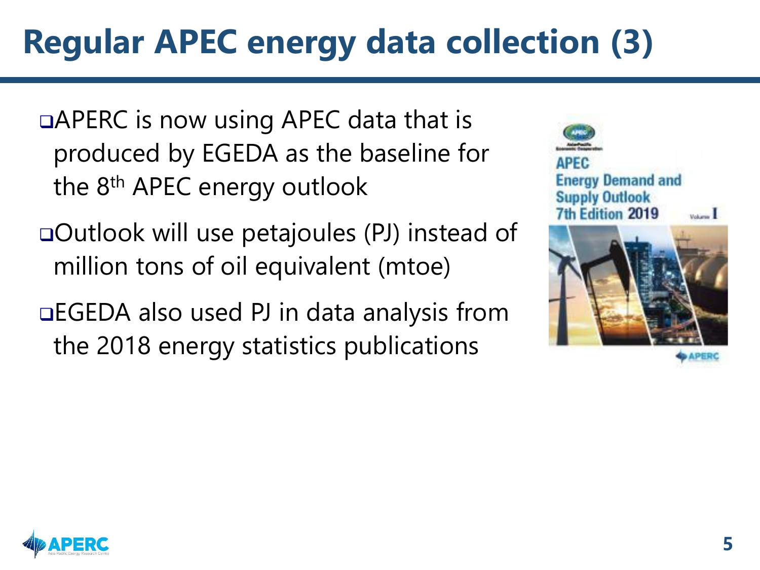# Regular APEC energy data collection (3)

- APERC is now using APEC data that is produced by EGEDA as the baseline for the 8th APEC energy outlook
- Outlook will use petajoules (PJ) instead of million tons of oil equivalent (mtoe)
- EGEDA also used PJ in data analysis from the 2018 energy statistics publications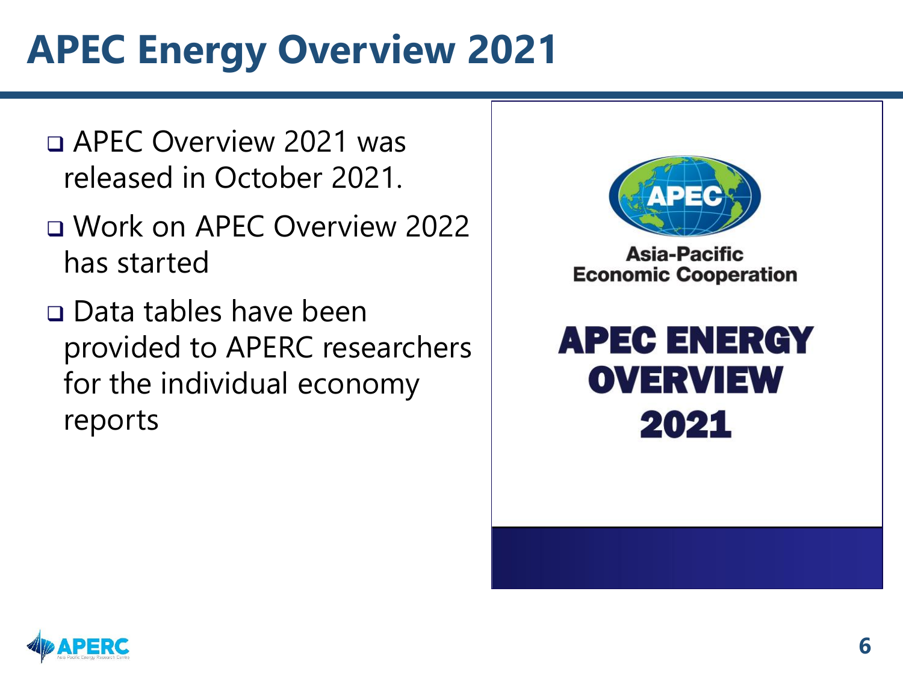# APEC Energy Overview 2021

- APEC Overview 2021 was released in October 2021.
- Work on APEC Overview 2022 has started
- Data tables have been provided to APERC researchers for the individual economy reports

APEC

Asia-Pacific Economic Cooperation

APEC ENERGY OVERVIEW 2021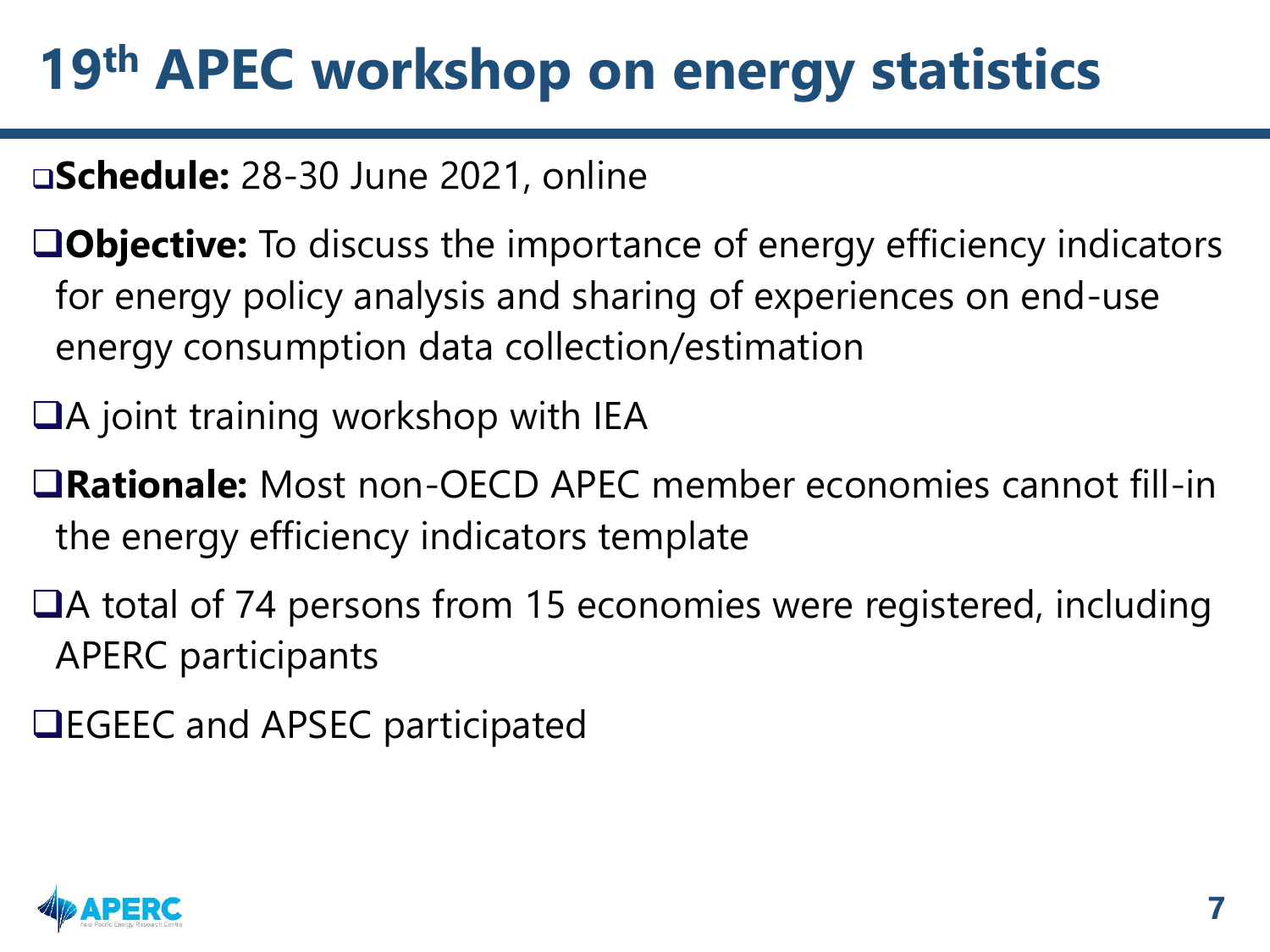# 19th APEC workshop on energy statistics

- **Schedule:** 28-30 June 2021, online
- **Objective:** To discuss the importance of energy efficiency indicators for energy policy analysis and sharing of experiences on end-use energy consumption data collection/estimation
- A joint training workshop with IEA
- **Rationale:** Most non-OECD APEC member economies cannot fill-in the energy efficiency indicators template
- A total of 74 persons from 15 economies were registered, including APERC participants
- EGEEC and APSEC participated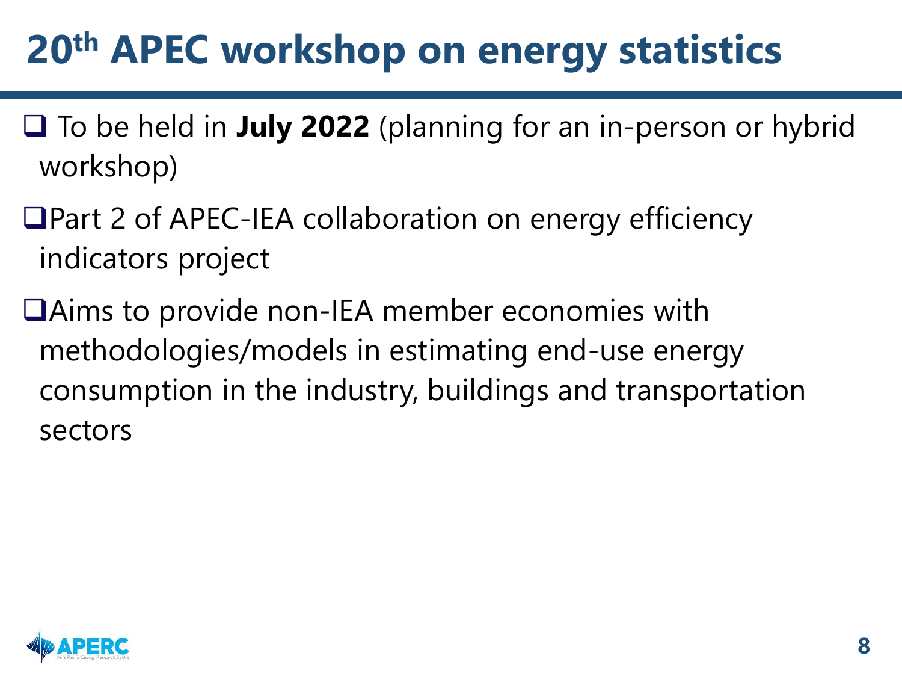# 20th APEC workshop on energy statistics

- To be held in **July 2022** (planning for an in-person or hybrid workshop)
- Part 2 of APEC-IEA collaboration on energy efficiency indicators project
- Aims to provide non-IEA member economies with methodologies/models in estimating end-use energy consumption in the industry, buildings and transportation sectors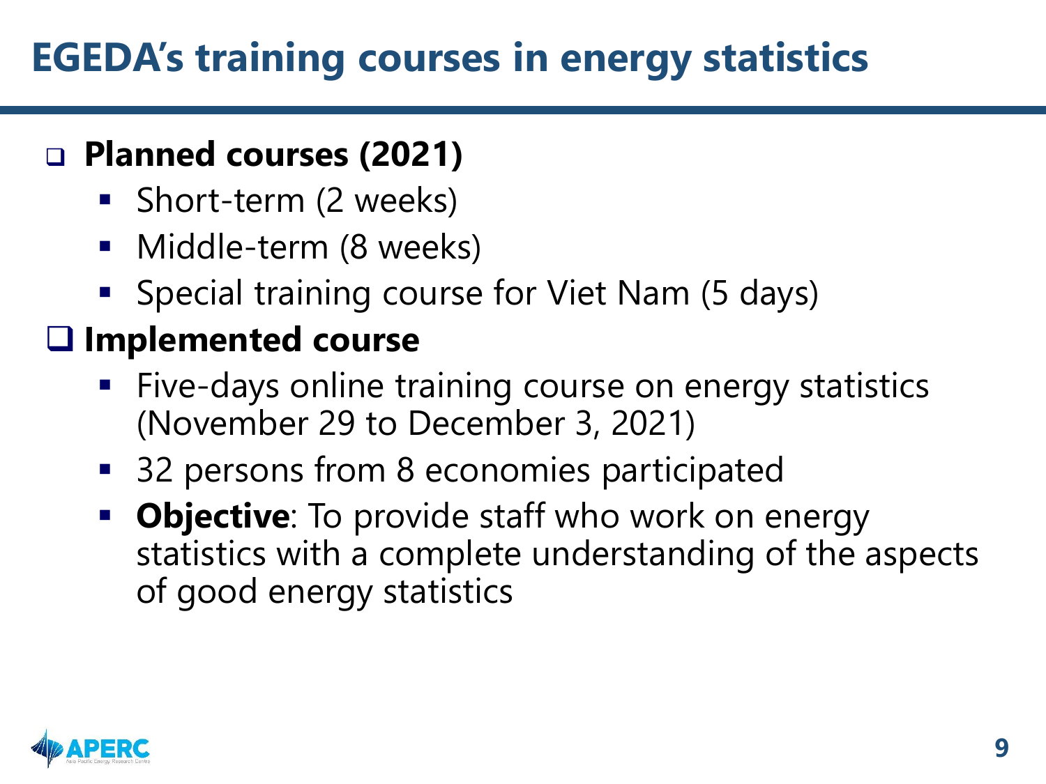# EGEDA's training courses in energy statistics

- **Planned courses (2021)**
  - Short-term (2 weeks)
  - Middle-term (8 weeks)
  - Special training course for Viet Nam (5 days)
- **Implemented course**
  - Five-days online training course on energy statistics (November 29 to December 3, 2021)
  - 32 persons from 8 economies participated
  - **Objective**: To provide staff who work on energy statistics with a complete understanding of the aspects of good energy statistics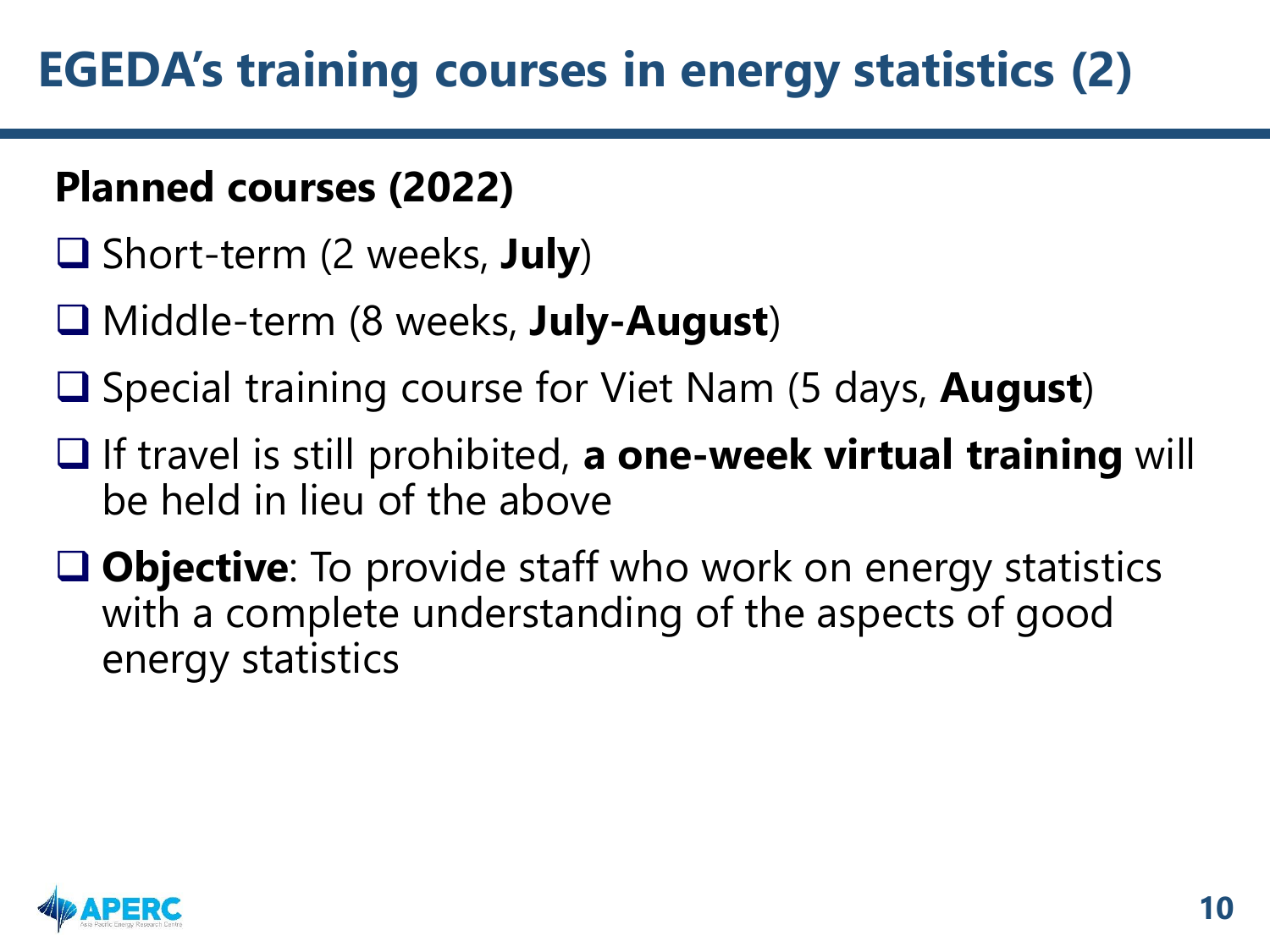# EGEDA's training courses in energy statistics (2)

**Planned courses (2022)**

- Short-term (2 weeks, **July**)
- Middle-term (8 weeks, **July-August**)
- Special training course for Viet Nam (5 days, **August**)
- If travel is still prohibited, **a one-week virtual training** will be held in lieu of the above
- **Objective**: To provide staff who work on energy statistics with a complete understanding of the aspects of good energy statistics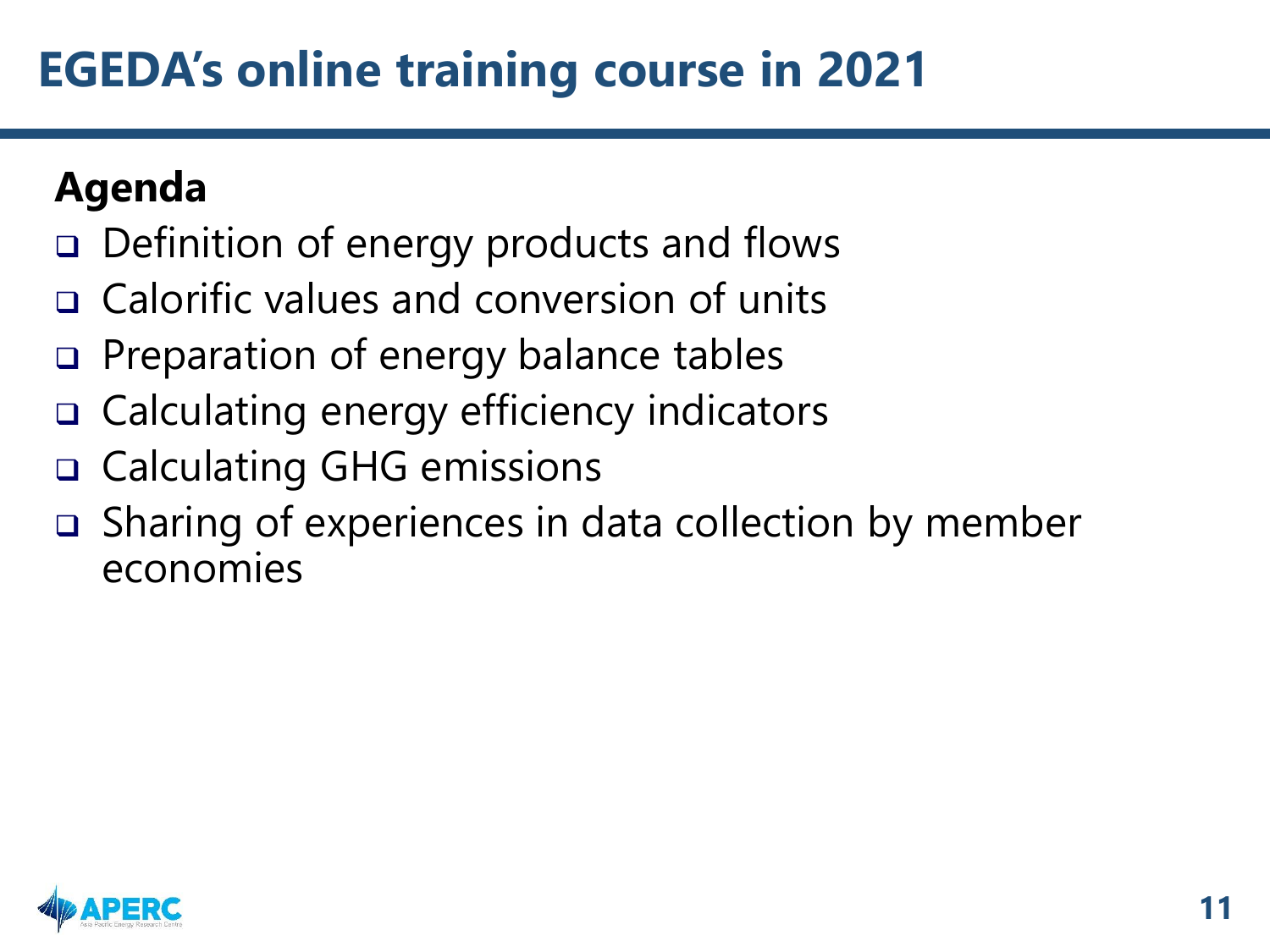# EGEDA's online training course in 2021

**Agenda**

- Definition of energy products and flows
- Calorific values and conversion of units
- Preparation of energy balance tables
- Calculating energy efficiency indicators
- Calculating GHG emissions
- Sharing of experiences in data collection by member economies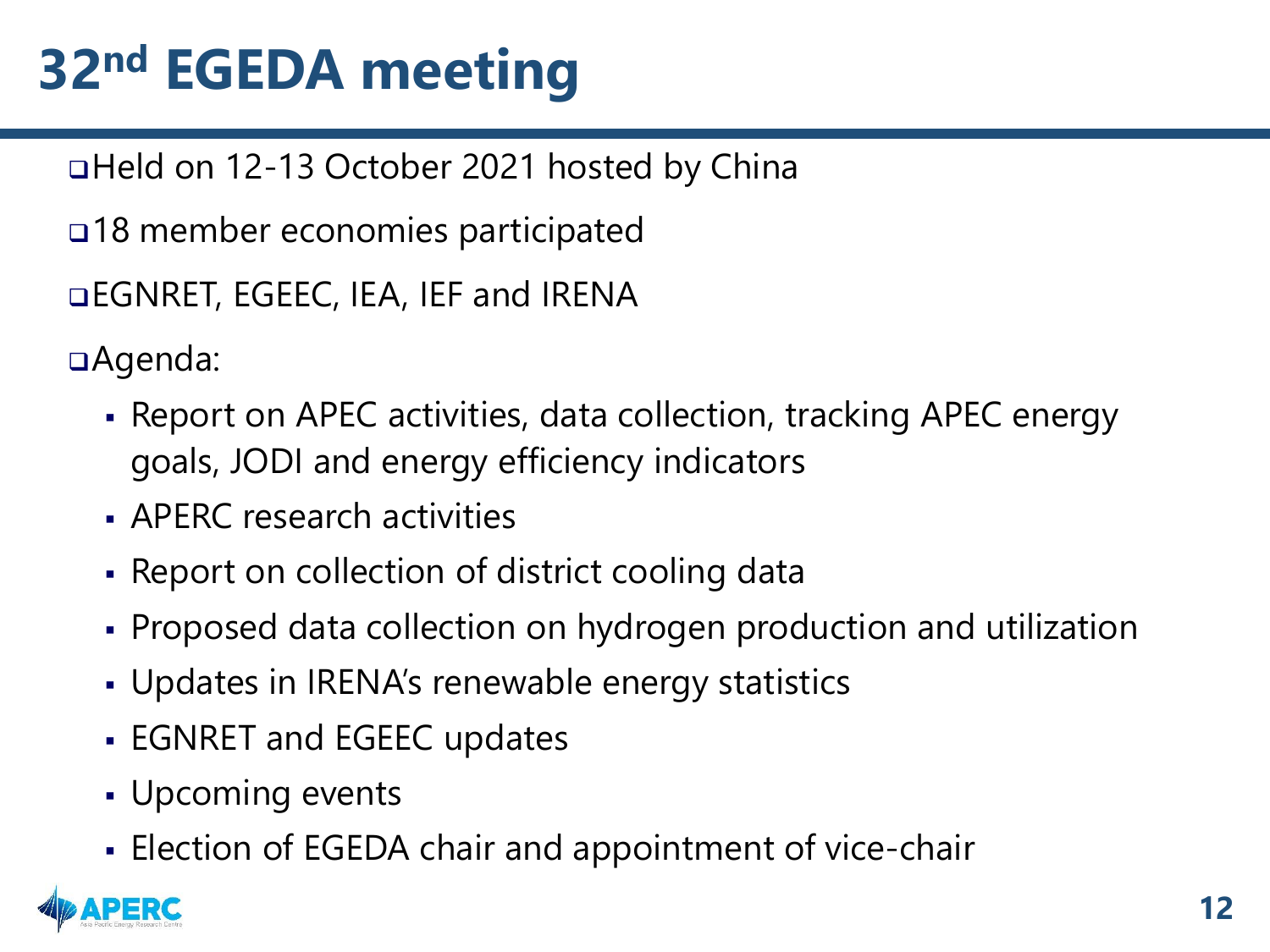# 32nd EGEDA meeting

- Held on 12-13 October 2021 hosted by China
- 18 member economies participated
- EGNRET, EGEEC, IEA, IEF and IRENA
- Agenda:
  - Report on APEC activities, data collection, tracking APEC energy goals, JODI and energy efficiency indicators
  - APERC research activities
  - Report on collection of district cooling data
  - Proposed data collection on hydrogen production and utilization
  - Updates in IRENA's renewable energy statistics
  - EGNRET and EGEEC updates
  - Upcoming events
  - Election of EGEDA chair and appointment of vice-chair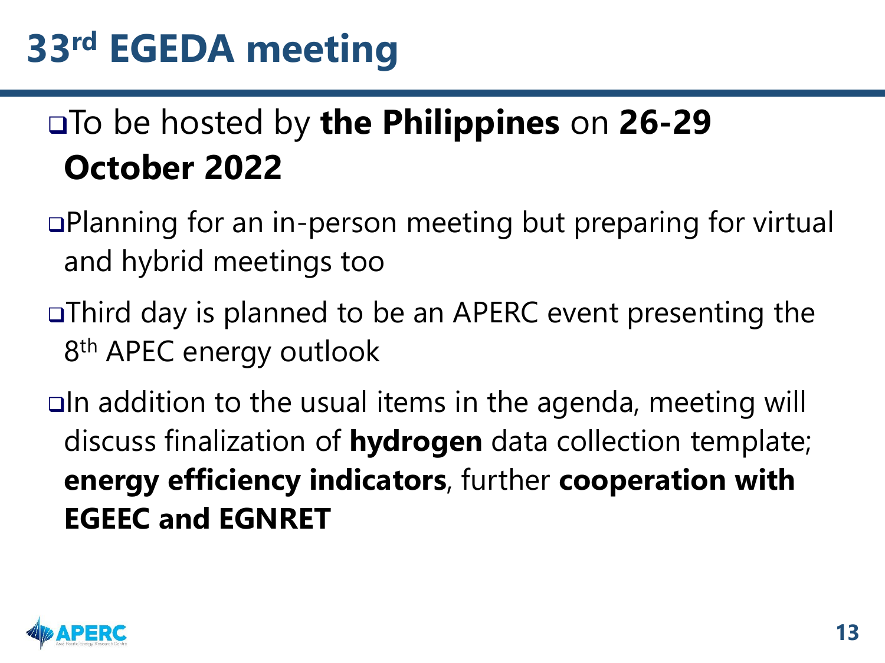# 33rd EGEDA meeting

- To be hosted by **the Philippines** on **26-29 October 2022**
- Planning for an in-person meeting but preparing for virtual and hybrid meetings too
- Third day is planned to be an APERC event presenting the 8th APEC energy outlook
- In addition to the usual items in the agenda, meeting will discuss finalization of **hydrogen** data collection template; **energy efficiency indicators**, further **cooperation with EGEEC and EGNRET**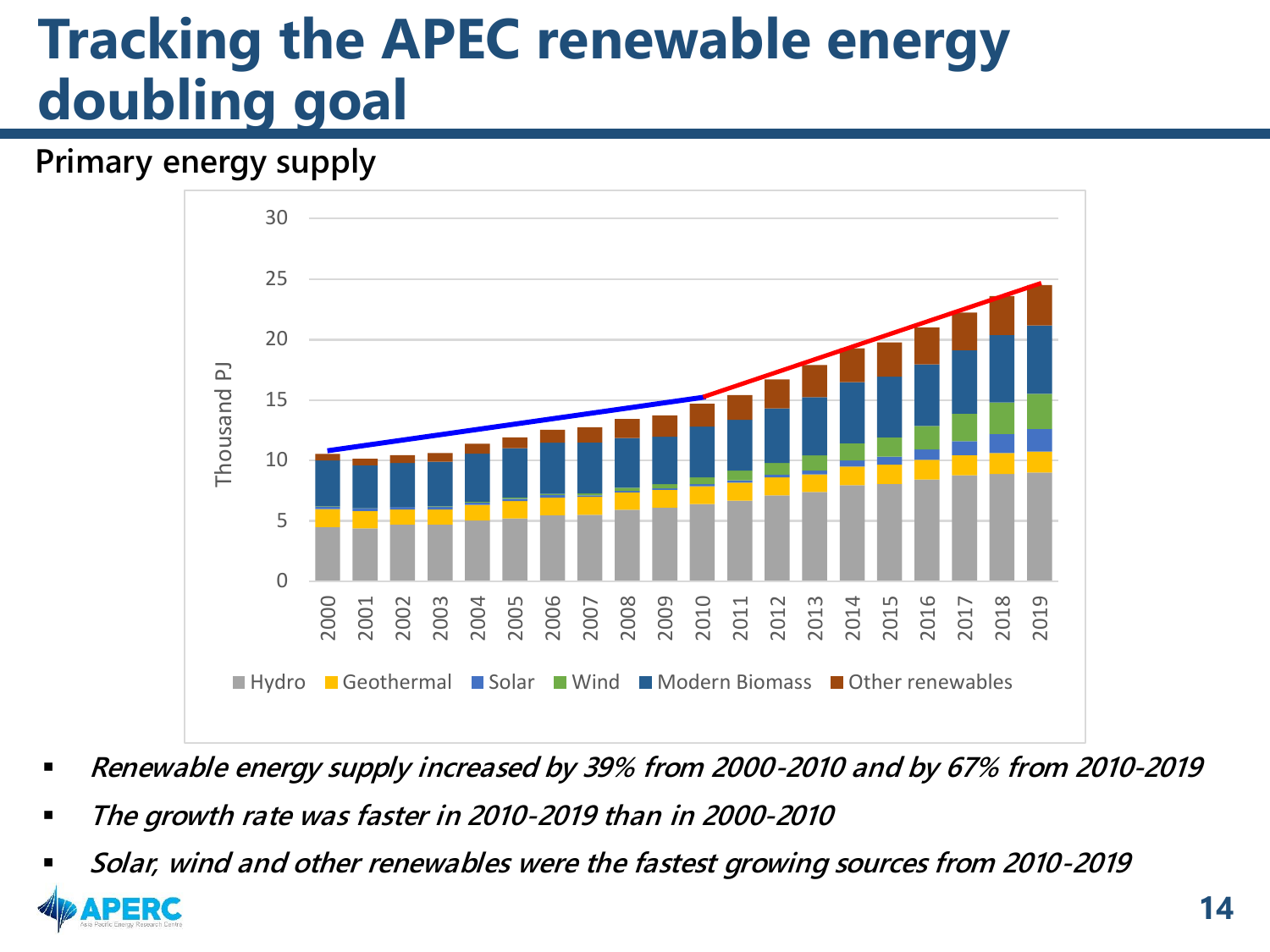# Tracking the APEC renewable energy doubling goal

## Primary energy supply

- *Renewable energy supply increased by 39% from 2000-2010 and by 67% from 2010-2019*
- *The growth rate was faster in 2010-2019 than in 2000-2010*
- *Solar, wind and other renewables were the fastest growing sources from 2010-2019*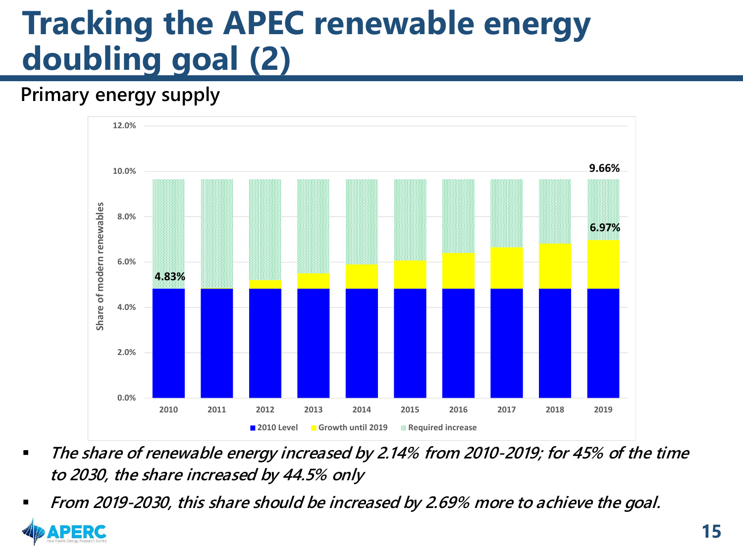# Tracking the APEC renewable energy doubling goal (2)

**Primary energy supply**

Share of modern renewables

| Year | 2010 Level | Growth until 2019 | Required increase |
|---|---|---|---|
| 2010 | 4.83% | | 9.66% |
| 2019 | 4.83% | 6.97% | 9.66% |

■ 2010 Level ■ Growth until 2019 ■ Required increase

- *The share of renewable energy increased by 2.14% from 2010-2019; for 45% of the time to 2030, the share increased by 44.5% only*
- *From 2019-2030, this share should be increased by 2.69% more to achieve the goal.*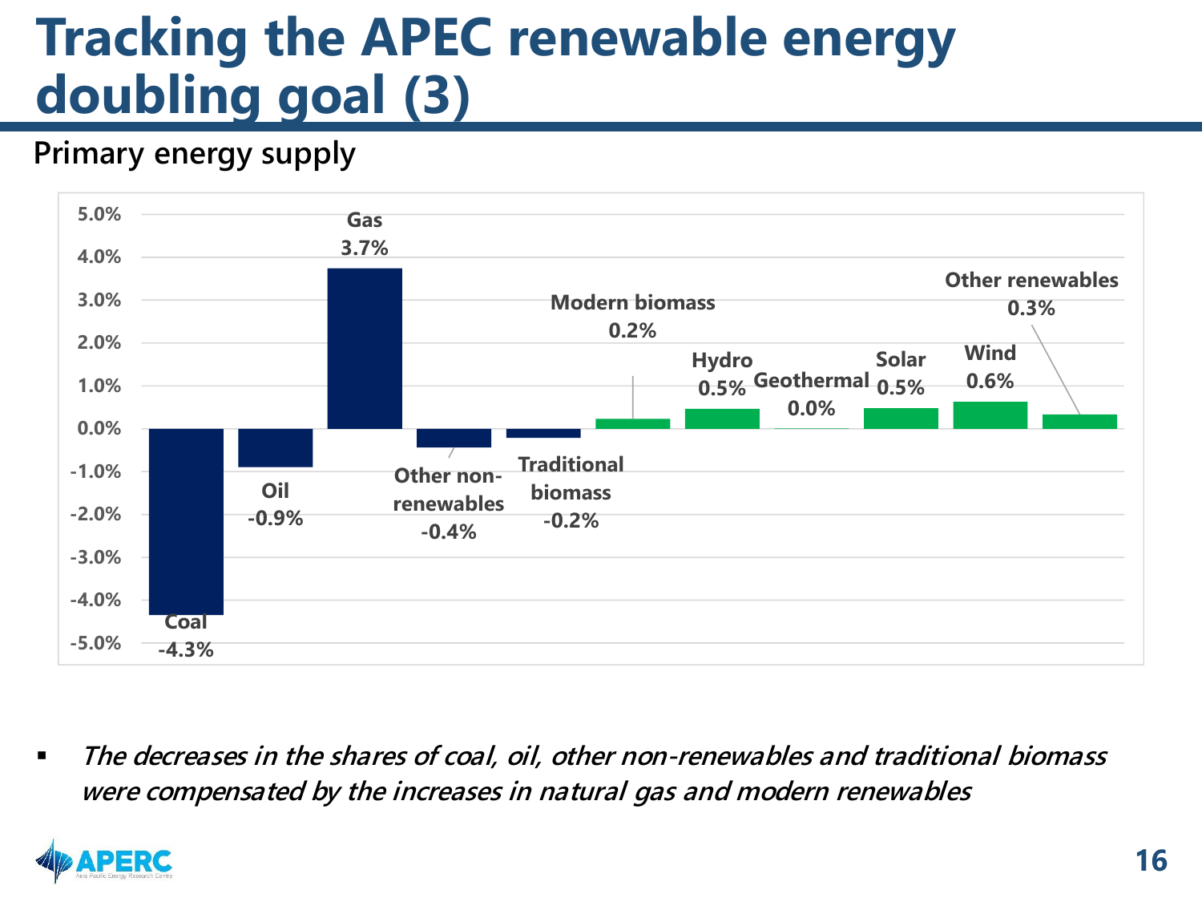# Tracking the APEC renewable energy doubling goal (3)

## Primary energy supply

| Energy source | Change |
|---|---|
| Coal | -4.3% |
| Oil | -0.9% |
| Gas | 3.7% |
| Other non-renewables | -0.4% |
| Traditional biomass | -0.2% |
| Modern biomass | 0.2% |
| Hydro | 0.5% |
| Geothermal | 0.0% |
| Solar | 0.5% |
| Wind | 0.6% |
| Other renewables | 0.3% |

- *The decreases in the shares of coal, oil, other non-renewables and traditional biomass were compensated by the increases in natural gas and modern renewables*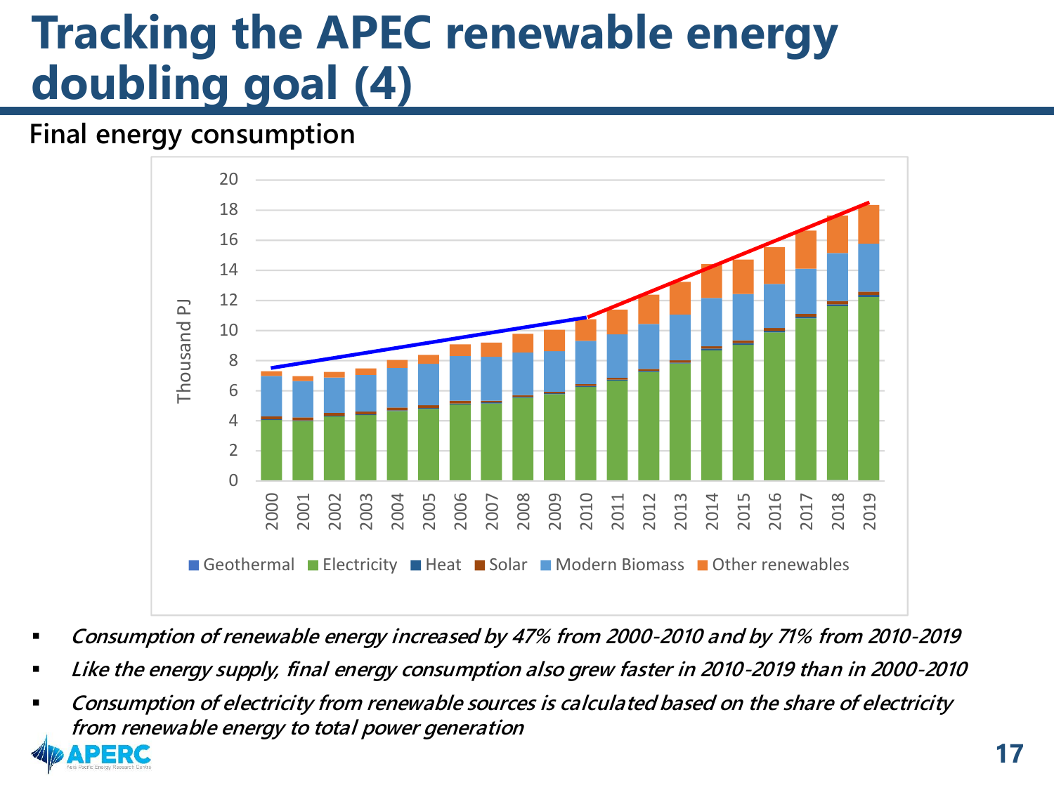# Tracking the APEC renewable energy doubling goal (4)

**Final energy consumption**

- *Consumption of renewable energy increased by 47% from 2000-2010 and by 71% from 2010-2019*
- *Like the energy supply, final energy consumption also grew faster in 2010-2019 than in 2000-2010*
- *Consumption of electricity from renewable sources is calculated based on the share of electricity from renewable energy to total power generation*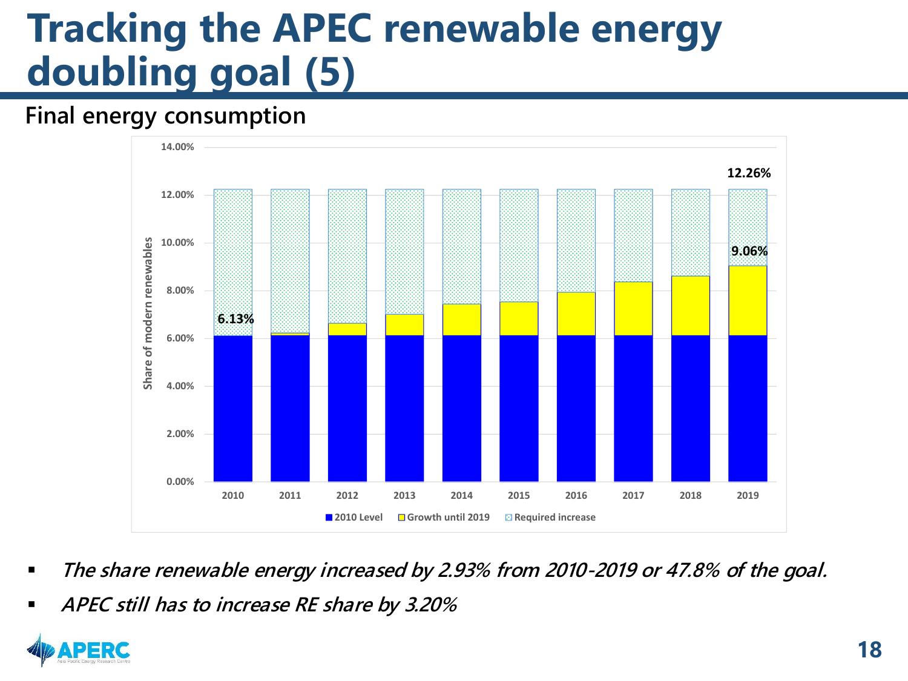# Tracking the APEC renewable energy doubling goal (5)

## Final energy consumption

| Year | 2010 Level | Growth until 2019 | Required increase |
|---|---|---|---|
| 2010 | 6.13% | | 12.26% |
| 2019 | 6.13% | 9.06% | 12.26% |

- *The share renewable energy increased by 2.93% from 2010-2019 or 47.8% of the goal.*
- *APEC still has to increase RE share by 3.20%*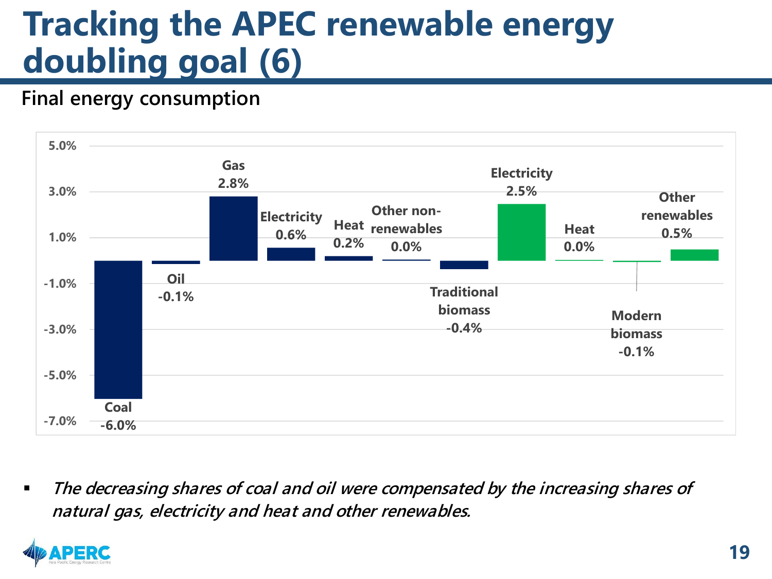# Tracking the APEC renewable energy doubling goal (6)

## Final energy consumption

| Category | Change |
| --- | --- |
| Coal | -6.0% |
| Oil | -0.1% |
| Gas | 2.8% |
| Electricity | 0.6% |
| Heat | 0.2% |
| Other non-renewables | 0.0% |
| Traditional biomass | -0.4% |
| Electricity | 2.5% |
| Heat | 0.0% |
| Modern biomass | -0.1% |
| Other renewables | 0.5% |

- *The decreasing shares of coal and oil were compensated by the increasing shares of natural gas, electricity and heat and other renewables.*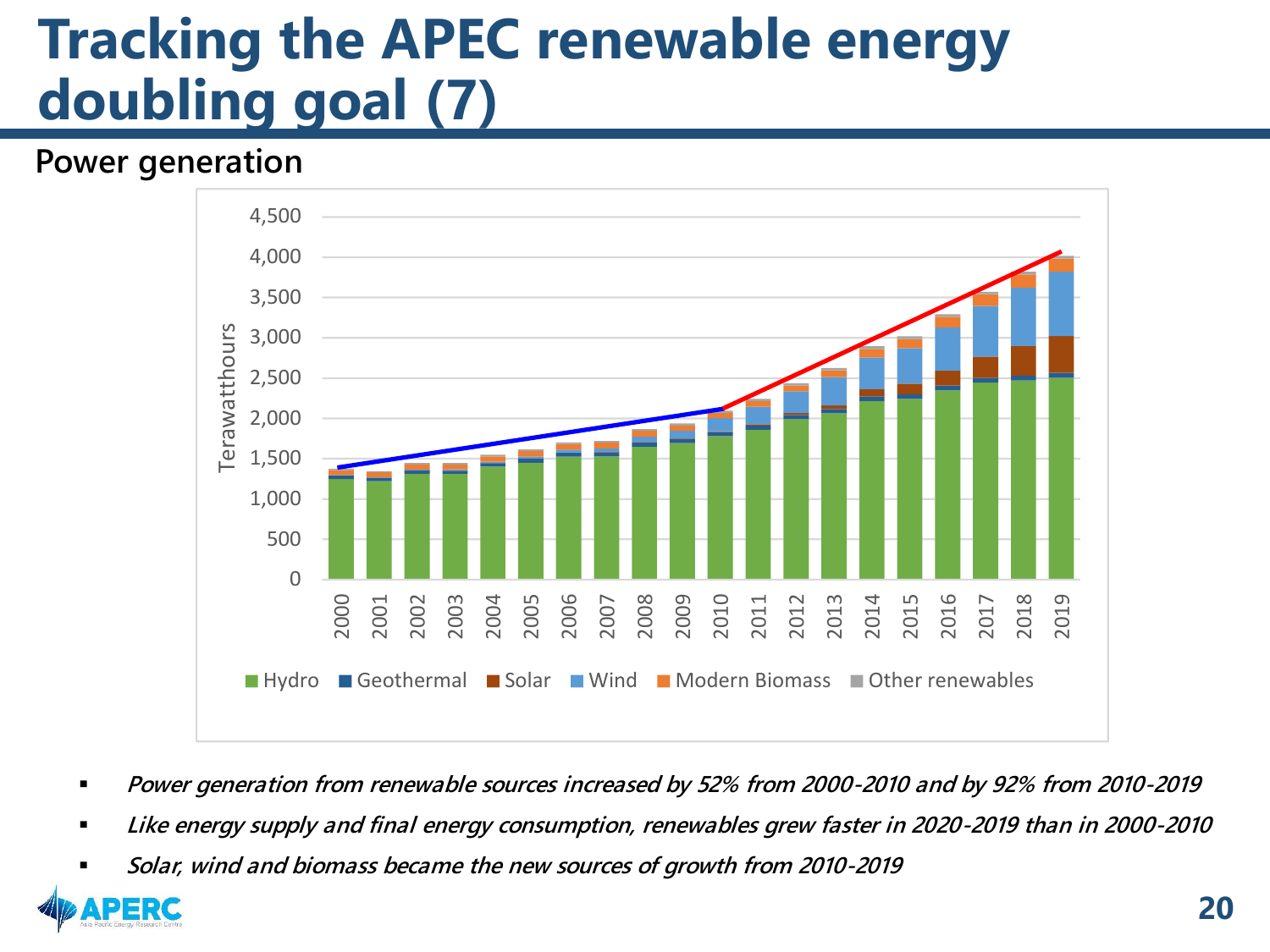# Tracking the APEC renewable energy doubling goal (7)

**Power generation**

- *Power generation from renewable sources increased by 52% from 2000-2010 and by 92% from 2010-2019*
- *Like energy supply and final energy consumption, renewables grew faster in 2020-2019 than in 2000-2010*
- *Solar, wind and biomass became the new sources of growth from 2010-2019*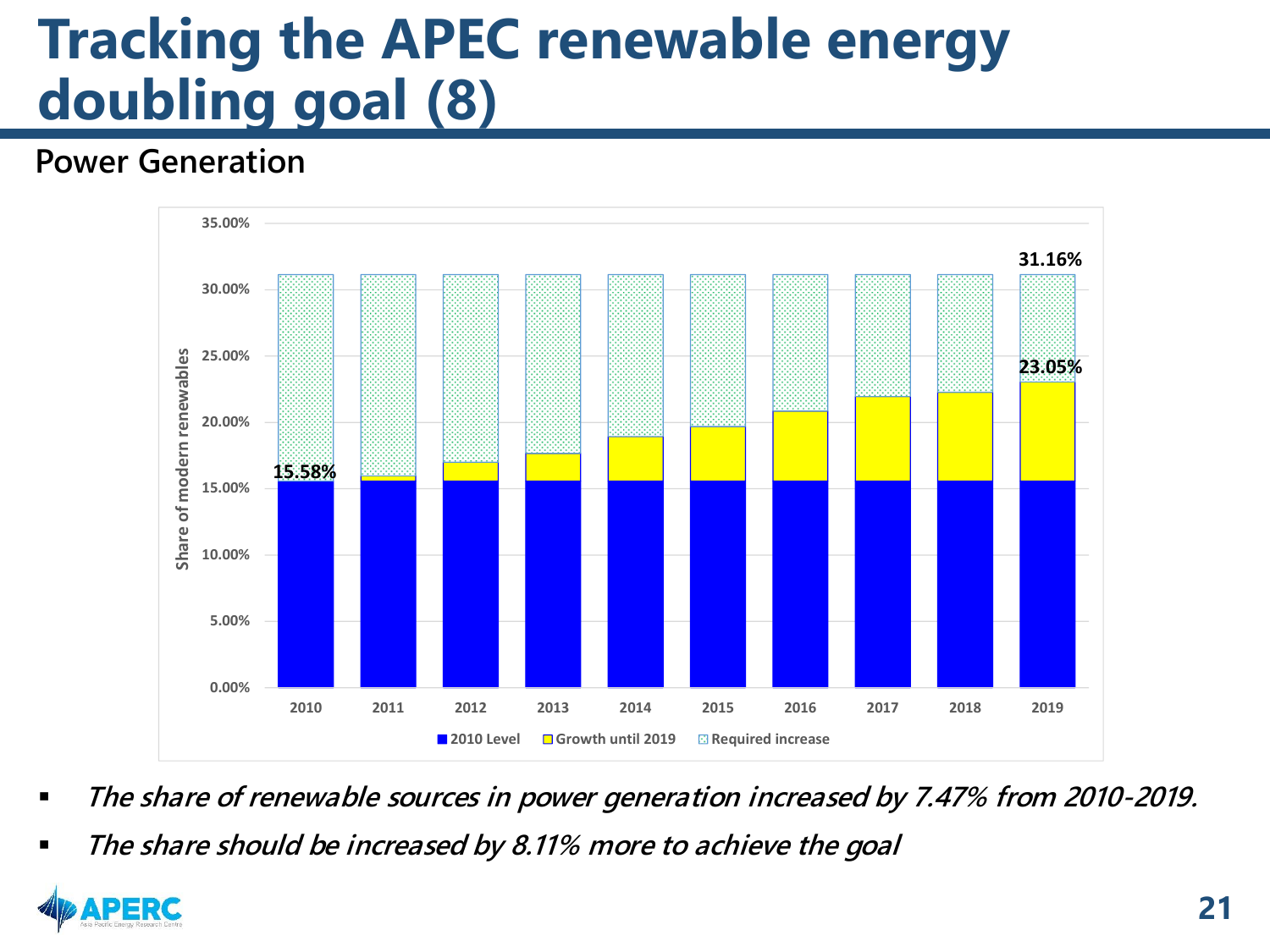# Tracking the APEC renewable energy doubling goal (8)

## Power Generation

- *The share of renewable sources in power generation increased by 7.47% from 2010-2019.*
- *The share should be increased by 8.11% more to achieve the goal*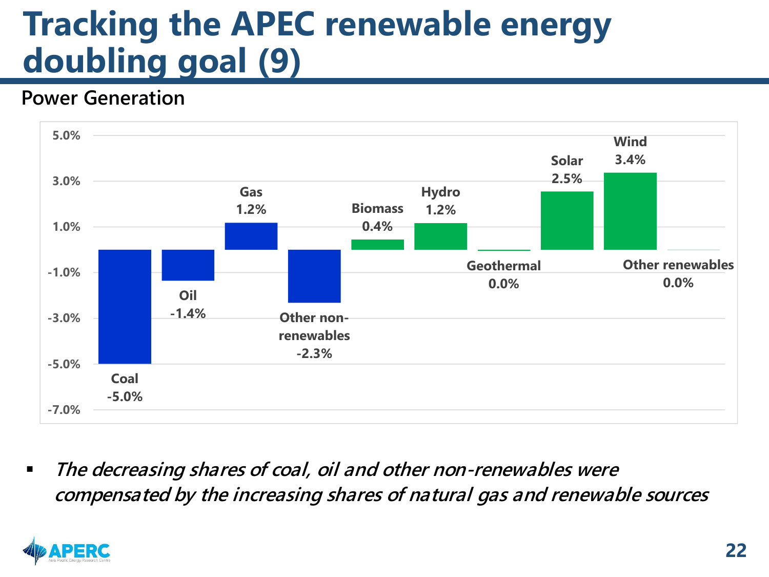# Tracking the APEC renewable energy doubling goal (9)

## Power Generation

| Source | Change |
|---|---|
| Coal | -5.0% |
| Oil | -1.4% |
| Gas | 1.2% |
| Other non-renewables | -2.3% |
| Biomass | 0.4% |
| Hydro | 1.2% |
| Geothermal | 0.0% |
| Solar | 2.5% |
| Wind | 3.4% |
| Other renewables | 0.0% |

- *The decreasing shares of coal, oil and other non-renewables were compensated by the increasing shares of natural gas and renewable sources*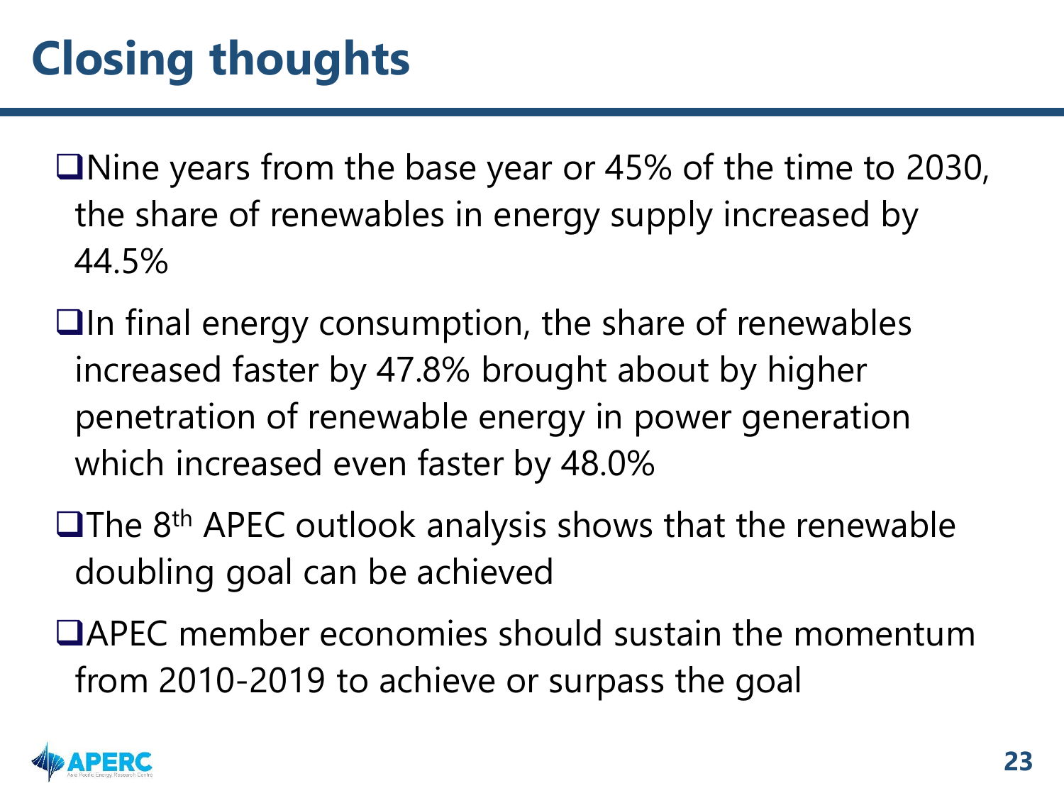# Closing thoughts

- Nine years from the base year or 45% of the time to 2030, the share of renewables in energy supply increased by 44.5%
- In final energy consumption, the share of renewables increased faster by 47.8% brought about by higher penetration of renewable energy in power generation which increased even faster by 48.0%
- The 8th APEC outlook analysis shows that the renewable doubling goal can be achieved
- APEC member economies should sustain the momentum from 2010-2019 to achieve or surpass the goal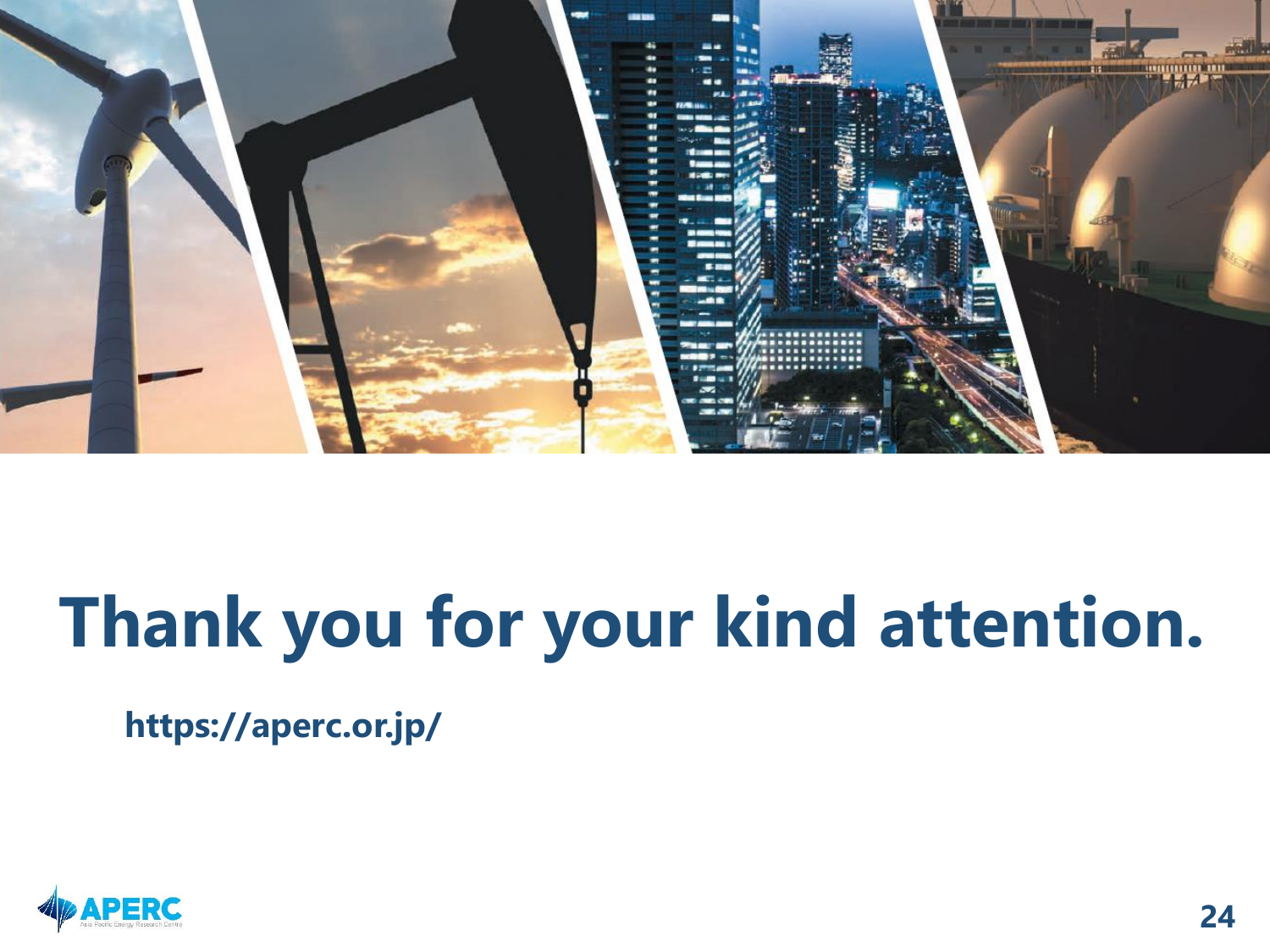# Thank you for your kind attention.

**https://aperc.or.jp/**